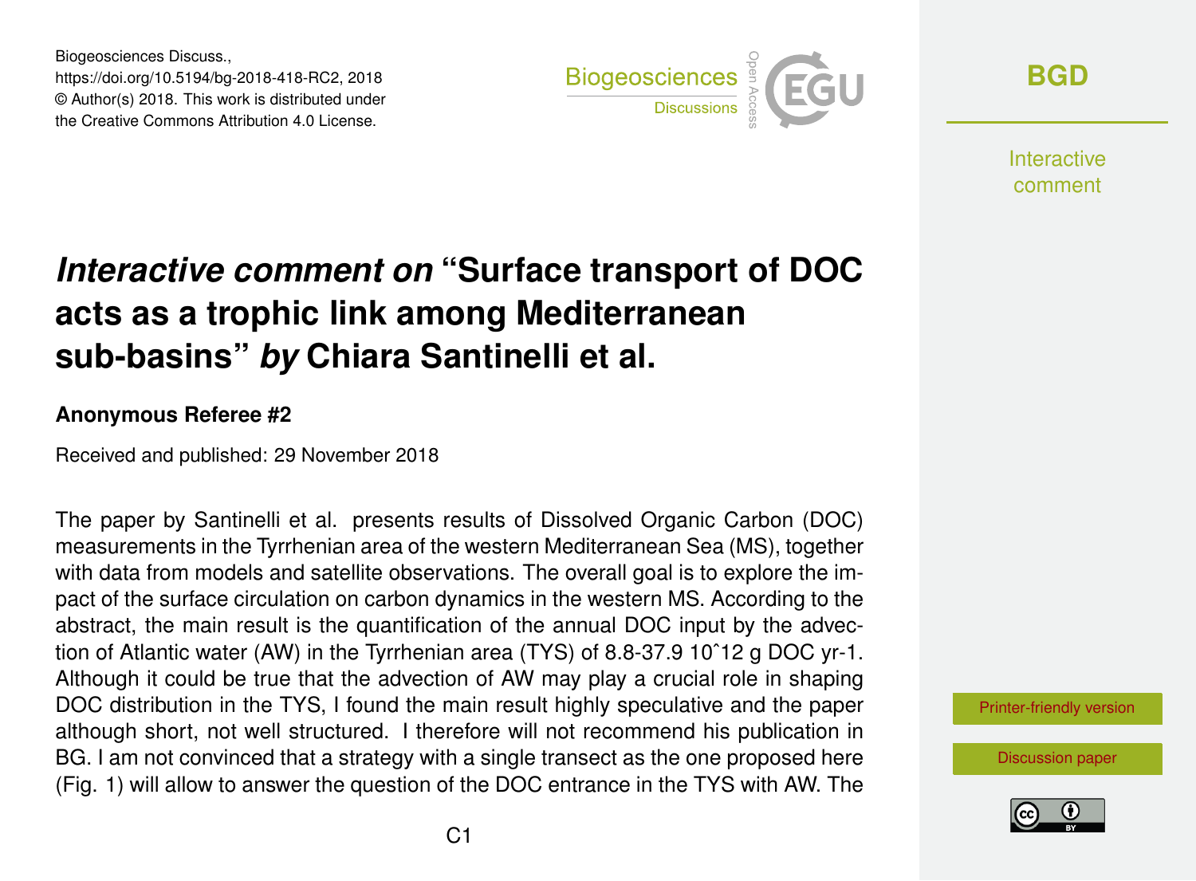# *Interactive comment on* "Surface transport of DOC acts as a trophic link among Mediterranean sub-basins" *by* Chiara Santinelli et al.

### Anonymous Referee #2

Received and published: 29 November 2018

The paper by Santinelli et al. presents results of Dissolved Organic Carbon (DOC) measurements in the Tyrrhenian area of the western Mediterranean Sea (MS), together with data from models and satellite observations. The overall goal is to explore the impact of the surface circulation on carbon dynamics in the western MS. According to the abstract, the main result is the quantification of the annual DOC input by the advection of Atlantic water (AW) in the Tyrrhenian area (TYS) of 8.8-37.9 $10^{12}$ g DOC $yr^{-1}$. Although it could be true that the advection of AW may play a crucial role in shaping DOC distribution in the TYS, I found the main result highly speculative and the paper although short, not well structured. I therefore will not recommend his publication in BG. I am not convinced that a strategy with a single transect as the one proposed here (Fig. 1) will allow to answer the question of the DOC entrance in the TYS with AW. The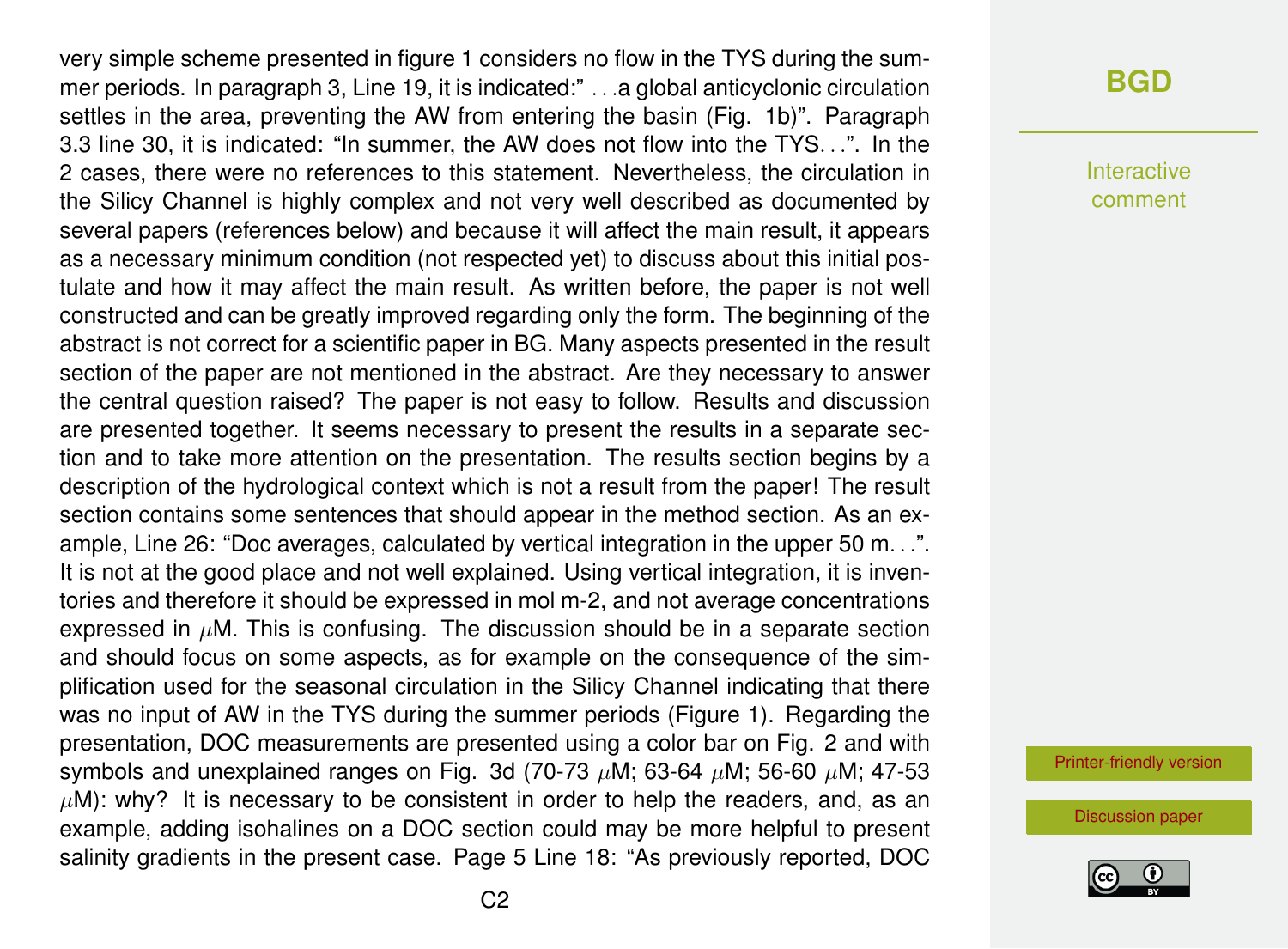very simple scheme presented in figure 1 considers no flow in the TYS during the summer periods. In paragraph 3, Line 19, it is indicated:" ...a global anticyclonic circulation settles in the area, preventing the AW from entering the basin (Fig. 1b)". Paragraph 3.3 line 30, it is indicated: "In summer, the AW does not flow into the TYS...". In the 2 cases, there were no references to this statement. Nevertheless, the circulation in the Silicy Channel is highly complex and not very well described as documented by several papers (references below) and because it will affect the main result, it appears as a necessary minimum condition (not respected yet) to discuss about this initial postulate and how it may affect the main result. As written before, the paper is not well constructed and can be greatly improved regarding only the form. The beginning of the abstract is not correct for a scientific paper in BG. Many aspects presented in the result section of the paper are not mentioned in the abstract. Are they necessary to answer the central question raised? The paper is not easy to follow. Results and discussion are presented together. It seems necessary to present the results in a separate section and to take more attention on the presentation. The results section begins by a description of the hydrological context which is not a result from the paper! The result section contains some sentences that should appear in the method section. As an example, Line 26: "Doc averages, calculated by vertical integration in the upper 50 m...". It is not at the good place and not well explained. Using vertical integration, it is inventories and therefore it should be expressed in mol m-2, and not average concentrations expressed in $\mu$M. This is confusing. The discussion should be in a separate section and should focus on some aspects, as for example on the consequence of the simplification used for the seasonal circulation in the Silicy Channel indicating that there was no input of AW in the TYS during the summer periods (Figure 1). Regarding the presentation, DOC measurements are presented using a color bar on Fig. 2 and with symbols and unexplained ranges on Fig. 3d (70-73 $\mu$M; 63-64 $\mu$M; 56-60 $\mu$M; 47-53 $\mu$M): why? It is necessary to be consistent in order to help the readers, and, as an example, adding isohalines on a DOC section could may be more helpful to present salinity gradients in the present case. Page 5 Line 18: "As previously reported, DOC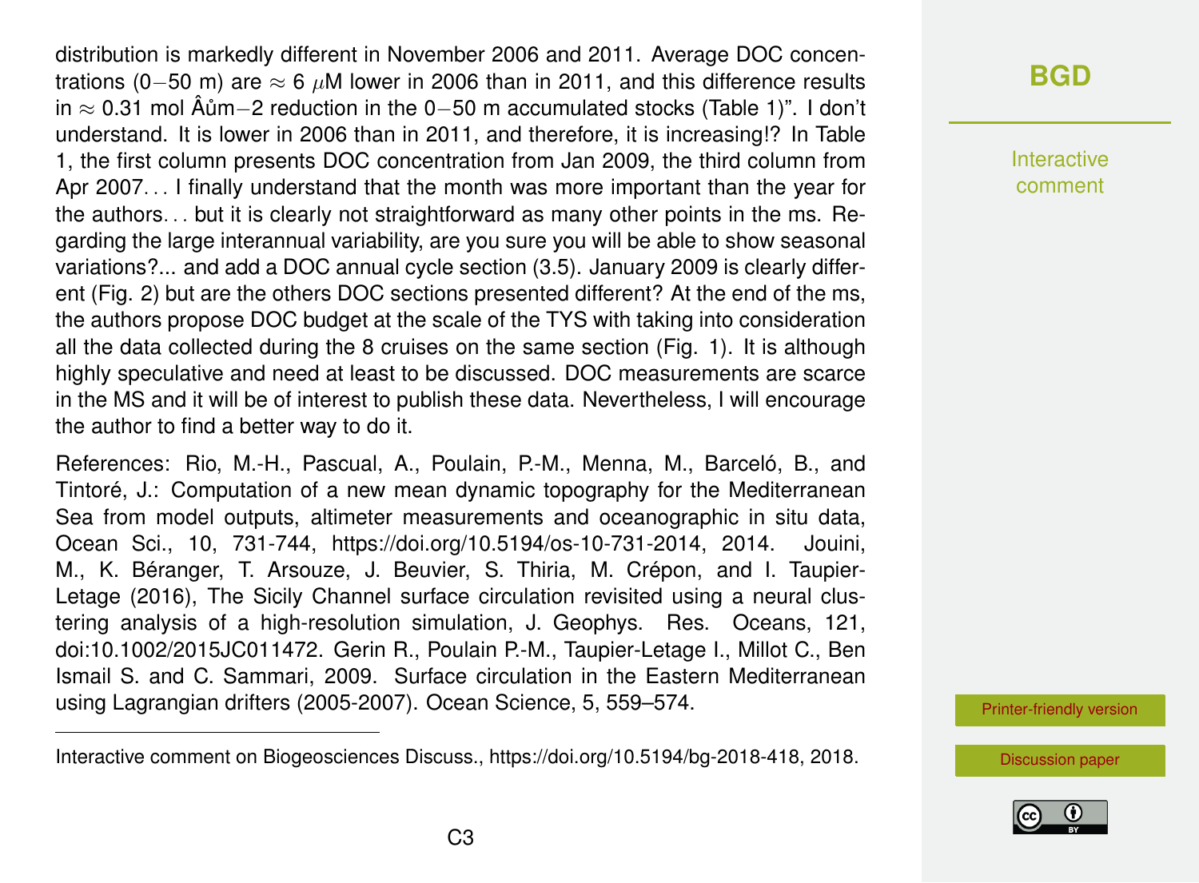distribution is markedly different in November 2006 and 2011. Average DOC concentrations (0−50 m) are ≈ 6 $\mu$M lower in 2006 than in 2011, and this difference results in ≈ 0.31 mol Âům−2 reduction in the 0−50 m accumulated stocks (Table 1)". I don't understand. It is lower in 2006 than in 2011, and therefore, it is increasing!? In Table 1, the first column presents DOC concentration from Jan 2009, the third column from Apr 2007… I finally understand that the month was more important than the year for the authors… but it is clearly not straightforward as many other points in the ms. Regarding the large interannual variability, are you sure you will be able to show seasonal variations?... and add a DOC annual cycle section (3.5). January 2009 is clearly different (Fig. 2) but are the others DOC sections presented different? At the end of the ms, the authors propose DOC budget at the scale of the TYS with taking into consideration all the data collected during the 8 cruises on the same section (Fig. 1). It is although highly speculative and need at least to be discussed. DOC measurements are scarce in the MS and it will be of interest to publish these data. Nevertheless, I will encourage the author to find a better way to do it.

References: Rio, M.-H., Pascual, A., Poulain, P.-M., Menna, M., Barceló, B., and Tintoré, J.: Computation of a new mean dynamic topography for the Mediterranean Sea from model outputs, altimeter measurements and oceanographic in situ data, Ocean Sci., 10, 731-744, https://doi.org/10.5194/os-10-731-2014, 2014. Jouini, M., K. Béranger, T. Arsouze, J. Beuvier, S. Thiria, M. Crépon, and I. Taupier-Letage (2016), The Sicily Channel surface circulation revisited using a neural clustering analysis of a high-resolution simulation, J. Geophys. Res. Oceans, 121, doi:10.1002/2015JC011472. Gerin R., Poulain P.-M., Taupier-Letage I., Millot C., Ben Ismail S. and C. Sammari, 2009. Surface circulation in the Eastern Mediterranean using Lagrangian drifters (2005-2007). Ocean Science, 5, 559–574.

---

Interactive comment on Biogeosciences Discuss., https://doi.org/10.5194/bg-2018-418, 2018.